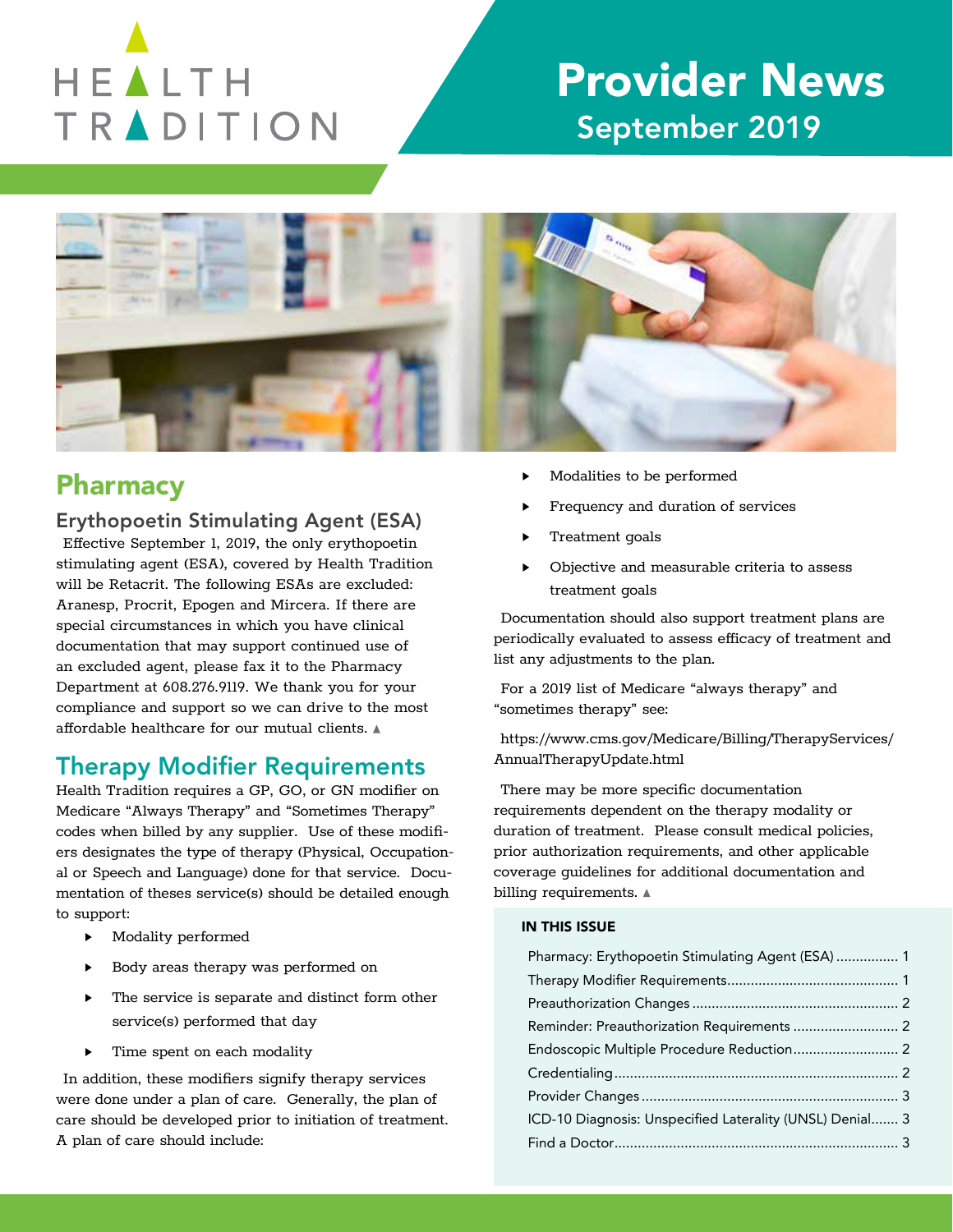# HEALTH TRADITION

# Provider News
## September 2019

## Pharmacy

### Erythopoetin Stimulating Agent (ESA)

Effective September 1, 2019, the only erythopoetin stimulating agent (ESA), covered by Health Tradition will be Retacrit. The following ESAs are excluded: Aranesp, Procrit, Epogen and Mircera. If there are special circumstances in which you have clinical documentation that may support continued use of an excluded agent, please fax it to the Pharmacy Department at 608.276.9119. We thank you for your compliance and support so we can drive to the most affordable healthcare for our mutual clients. ▲

## Therapy Modifier Requirements

Health Tradition requires a GP, GO, or GN modifier on Medicare "Always Therapy" and "Sometimes Therapy" codes when billed by any supplier. Use of these modifiers designates the type of therapy (Physical, Occupational or Speech and Language) done for that service. Documentation of theses service(s) should be detailed enough to support:

- Modality performed
- Body areas therapy was performed on
- The service is separate and distinct form other service(s) performed that day
- Time spent on each modality

In addition, these modifiers signify therapy services were done under a plan of care. Generally, the plan of care should be developed prior to initiation of treatment. A plan of care should include:

- Modalities to be performed
- Frequency and duration of services
- Treatment goals
- Objective and measurable criteria to assess treatment goals

Documentation should also support treatment plans are periodically evaluated to assess efficacy of treatment and list any adjustments to the plan.

For a 2019 list of Medicare "always therapy" and "sometimes therapy" see:

https://www.cms.gov/Medicare/Billing/TherapyServices/AnnualTherapyUpdate.html

There may be more specific documentation requirements dependent on the therapy modality or duration of treatment. Please consult medical policies, prior authorization requirements, and other applicable coverage guidelines for additional documentation and billing requirements. ▲

### IN THIS ISSUE

- Pharmacy: Erythopoetin Stimulating Agent (ESA) ................ 1
- Therapy Modifier Requirements ........................................... 1
- Preauthorization Changes ..................................................... 2
- Reminder: Preauthorization Requirements ........................... 2
- Endoscopic Multiple Procedure Reduction........................... 2
- Credentialing......................................................................... 2
- Provider Changes .................................................................. 3
- ICD-10 Diagnosis: Unspecified Laterality (UNSL) Denial....... 3
- Find a Doctor......................................................................... 3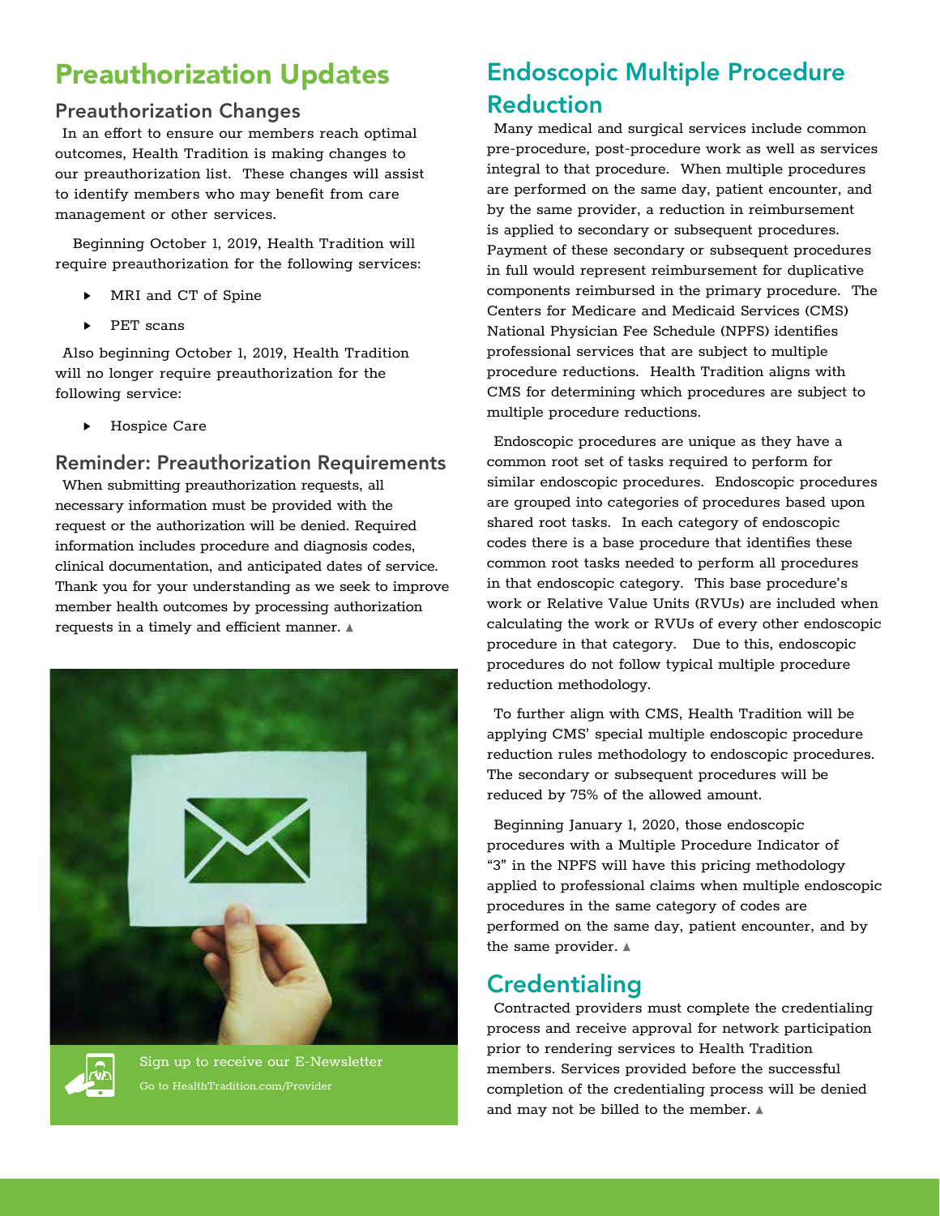# Preauthorization Updates

## Preauthorization Changes

In an effort to ensure our members reach optimal outcomes, Health Tradition is making changes to our preauthorization list. These changes will assist to identify members who may benefit from care management or other services.

Beginning October 1, 2019, Health Tradition will require preauthorization for the following services:

- MRI and CT of Spine
- PET scans

Also beginning October 1, 2019, Health Tradition will no longer require preauthorization for the following service:

- Hospice Care

## Reminder: Preauthorization Requirements

When submitting preauthorization requests, all necessary information must be provided with the request or the authorization will be denied. Required information includes procedure and diagnosis codes, clinical documentation, and anticipated dates of service. Thank you for your understanding as we seek to improve member health outcomes by processing authorization requests in a timely and efficient manner. ▲

Sign up to receive our E-Newsletter

Go to HealthTradition.com/Provider

# Endoscopic Multiple Procedure Reduction

Many medical and surgical services include common pre-procedure, post-procedure work as well as services integral to that procedure. When multiple procedures are performed on the same day, patient encounter, and by the same provider, a reduction in reimbursement is applied to secondary or subsequent procedures. Payment of these secondary or subsequent procedures in full would represent reimbursement for duplicative components reimbursed in the primary procedure. The Centers for Medicare and Medicaid Services (CMS) National Physician Fee Schedule (NPFS) identifies professional services that are subject to multiple procedure reductions. Health Tradition aligns with CMS for determining which procedures are subject to multiple procedure reductions.

Endoscopic procedures are unique as they have a common root set of tasks required to perform for similar endoscopic procedures. Endoscopic procedures are grouped into categories of procedures based upon shared root tasks. In each category of endoscopic codes there is a base procedure that identifies these common root tasks needed to perform all procedures in that endoscopic category. This base procedure's work or Relative Value Units (RVUs) are included when calculating the work or RVUs of every other endoscopic procedure in that category. Due to this, endoscopic procedures do not follow typical multiple procedure reduction methodology.

To further align with CMS, Health Tradition will be applying CMS' special multiple endoscopic procedure reduction rules methodology to endoscopic procedures. The secondary or subsequent procedures will be reduced by 75% of the allowed amount.

Beginning January 1, 2020, those endoscopic procedures with a Multiple Procedure Indicator of "3" in the NPFS will have this pricing methodology applied to professional claims when multiple endoscopic procedures in the same category of codes are performed on the same day, patient encounter, and by the same provider. ▲

# Credentialing

Contracted providers must complete the credentialing process and receive approval for network participation prior to rendering services to Health Tradition members. Services provided before the successful completion of the credentialing process will be denied and may not be billed to the member. ▲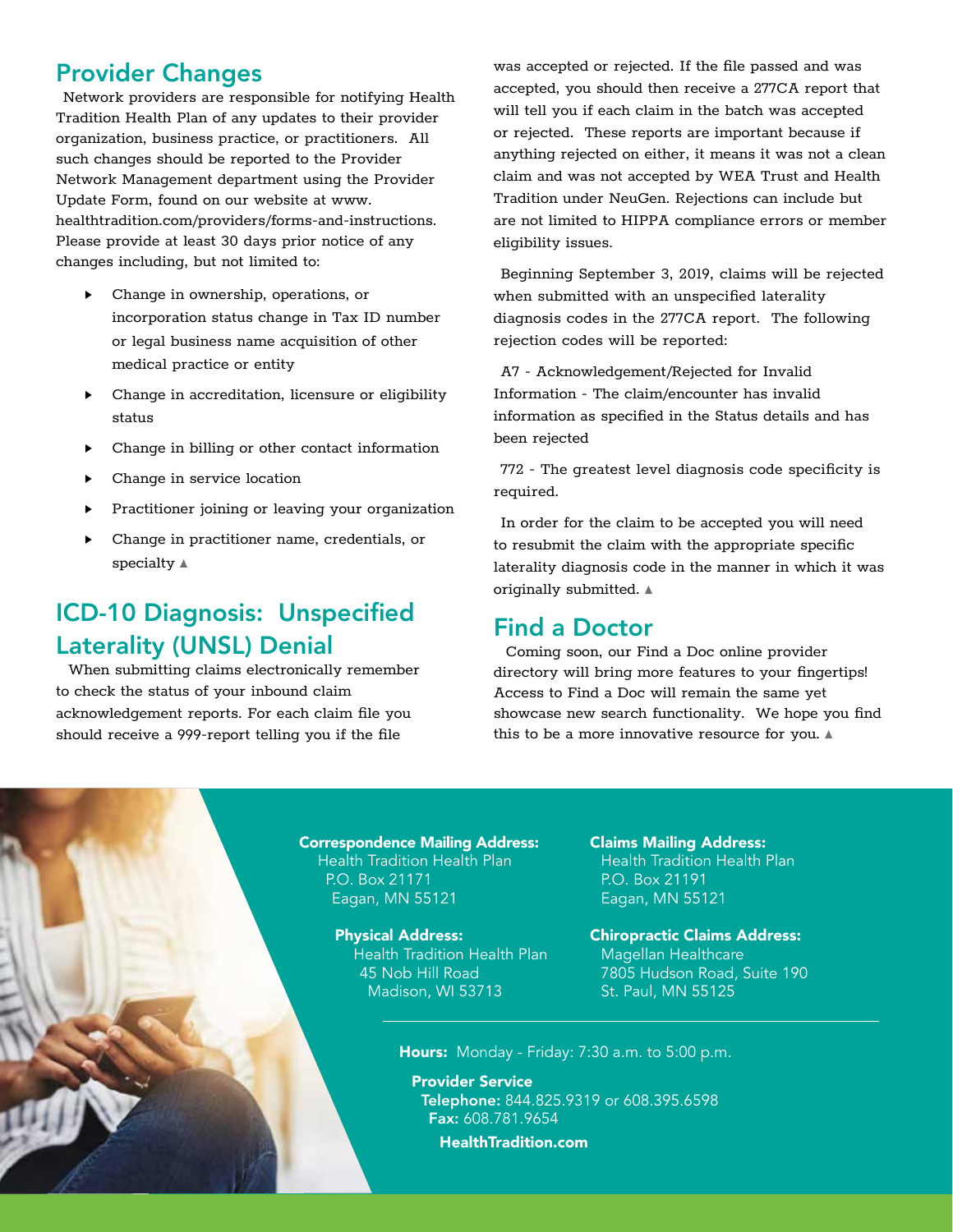## Provider Changes

Network providers are responsible for notifying Health Tradition Health Plan of any updates to their provider organization, business practice, or practitioners. All such changes should be reported to the Provider Network Management department using the Provider Update Form, found on our website at www.healthtradition.com/providers/forms-and-instructions. Please provide at least 30 days prior notice of any changes including, but not limited to:

- Change in ownership, operations, or incorporation status change in Tax ID number or legal business name acquisition of other medical practice or entity
- Change in accreditation, licensure or eligibility status
- Change in billing or other contact information
- Change in service location
- Practitioner joining or leaving your organization
- Change in practitioner name, credentials, or specialty ▲

## ICD-10 Diagnosis: Unspecified Laterality (UNSL) Denial

When submitting claims electronically remember to check the status of your inbound claim acknowledgement reports. For each claim file you should receive a 999-report telling you if the file was accepted or rejected. If the file passed and was accepted, you should then receive a 277CA report that will tell you if each claim in the batch was accepted or rejected. These reports are important because if anything rejected on either, it means it was not a clean claim and was not accepted by WEA Trust and Health Tradition under NeuGen. Rejections can include but are not limited to HIPPA compliance errors or member eligibility issues.

Beginning September 3, 2019, claims will be rejected when submitted with an unspecified laterality diagnosis codes in the 277CA report. The following rejection codes will be reported:

A7 - Acknowledgement/Rejected for Invalid Information - The claim/encounter has invalid information as specified in the Status details and has been rejected

772 - The greatest level diagnosis code specificity is required.

In order for the claim to be accepted you will need to resubmit the claim with the appropriate specific laterality diagnosis code in the manner in which it was originally submitted. ▲

## Find a Doctor

Coming soon, our Find a Doc online provider directory will bring more features to your fingertips! Access to Find a Doc will remain the same yet showcase new search functionality. We hope you find this to be a more innovative resource for you. ▲

**Correspondence Mailing Address:**
Health Tradition Health Plan
P.O. Box 21171
Eagan, MN 55121

**Physical Address:**
Health Tradition Health Plan
45 Nob Hill Road
Madison, WI 53713

**Claims Mailing Address:**
Health Tradition Health Plan
P.O. Box 21191
Eagan, MN 55121

**Chiropractic Claims Address:**
Magellan Healthcare
7805 Hudson Road, Suite 190
St. Paul, MN 55125

**Hours:** Monday - Friday: 7:30 a.m. to 5:00 p.m.

**Provider Service**
**Telephone:** 844.825.9319 or 608.395.6598
**Fax:** 608.781.9654

**HealthTradition.com**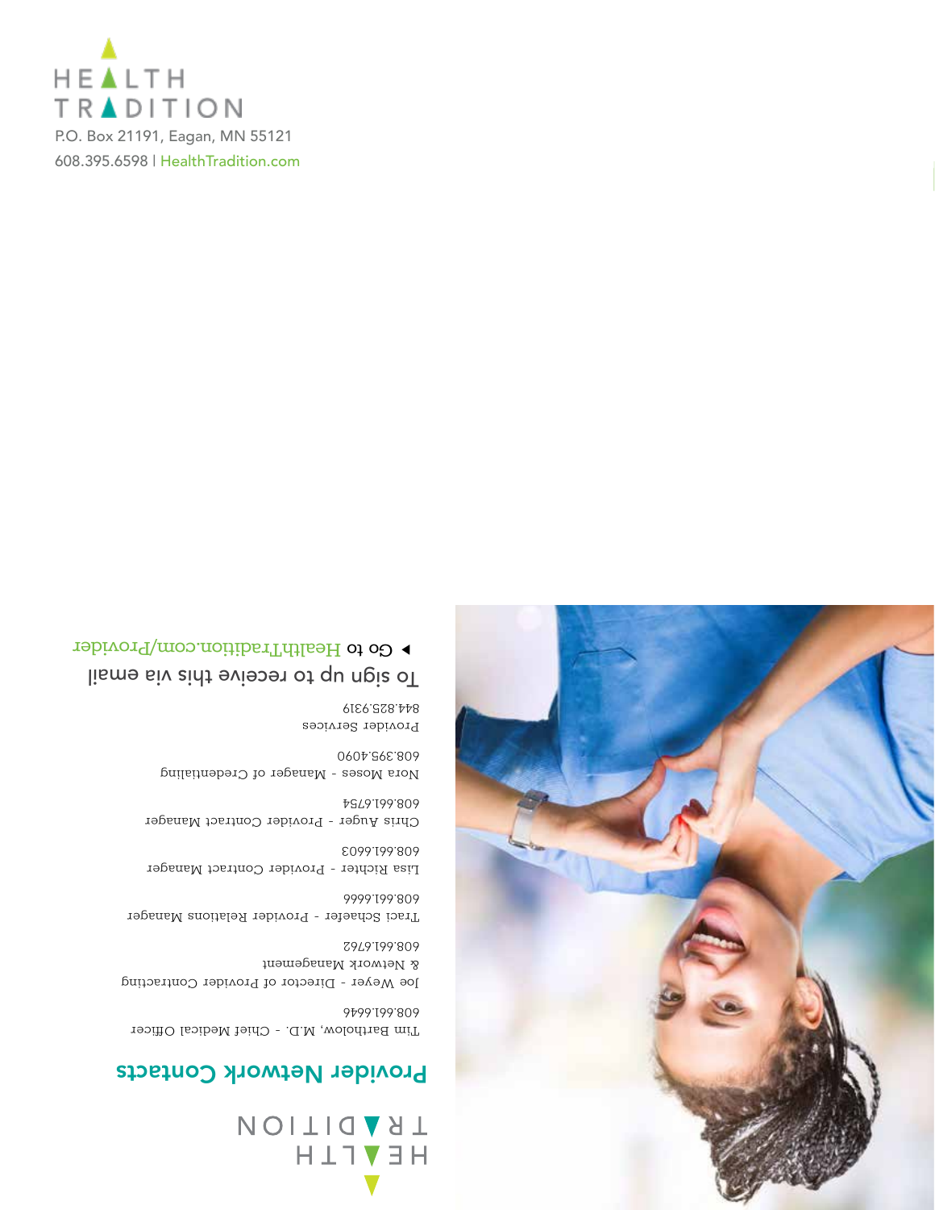HEALTH TRADITION

P.O. Box 21191, Eagan, MN 55121

608.395.6598 | HealthTradition.com

HEALTH TRADITION

## Provider Network Contacts

Tim Bartholow, M.D. - Chief Medical Officer
608.661.6646

Joe Weyer - Director of Provider Contracting & Network Management
608.661.6762

Traci Schaefer - Provider Relations Manager
608.661.6666

Lisa Richter - Provider Contract Manager
608.661.6603

Chris Auger - Provider Contract Manager
608.661.6754

Nora Moses - Manager of Credentialing
608.395.4090

Provider Services
844.825.9319

To sign up to receive this via email

▸ Go to HealthTradition.com/Provider